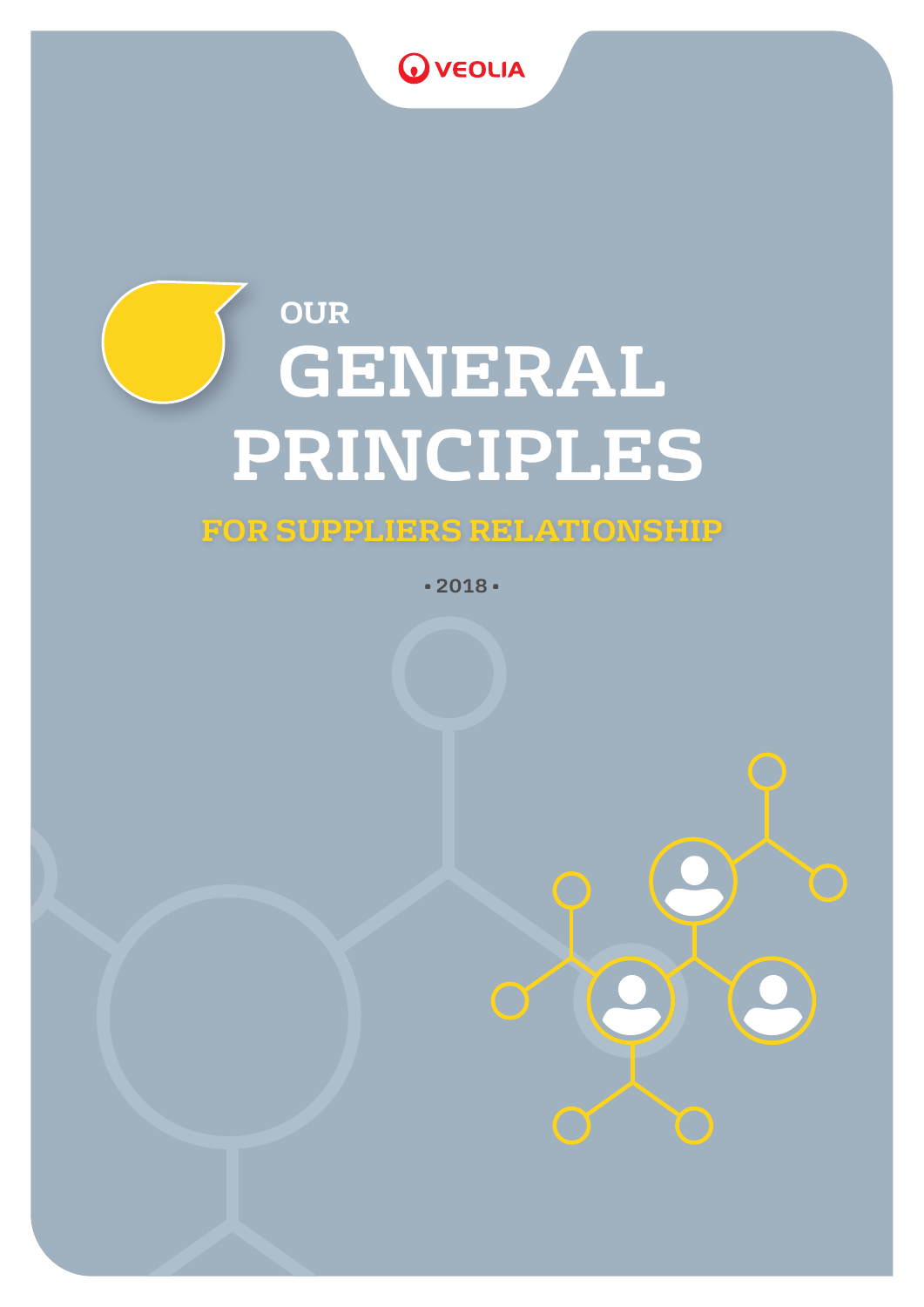VEOLIA

# OUR GENERAL PRINCIPLES

## FOR SUPPLIERS RELATIONSHIP

• 2018 •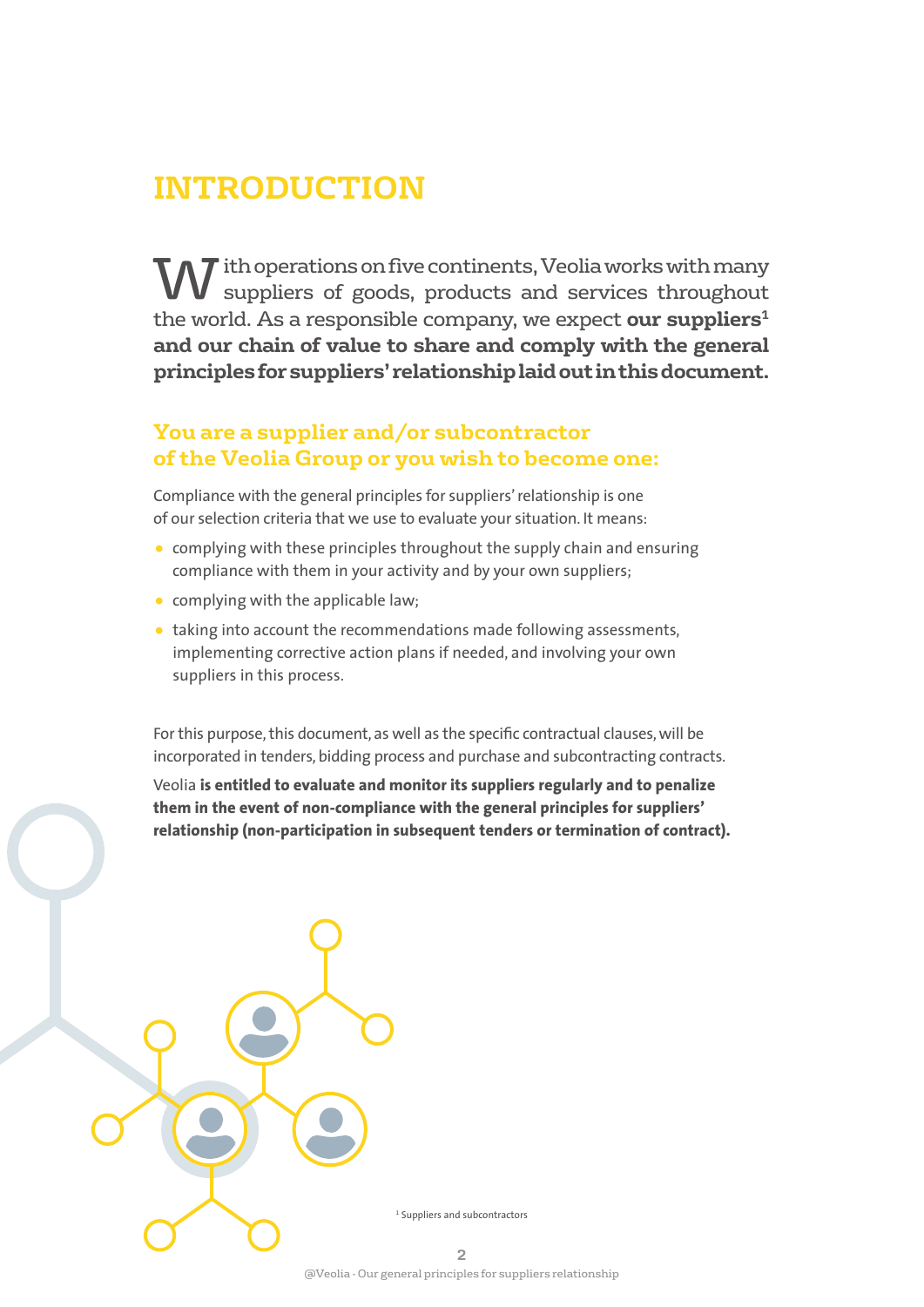# INTRODUCTION

With operations on five continents, Veolia works with many suppliers of goods, products and services throughout the world. As a responsible company, we expect **our suppliers[1] and our chain of value to share and comply with the general principles for suppliers' relationship laid out in this document.**

## You are a supplier and/or subcontractor of the Veolia Group or you wish to become one:

Compliance with the general principles for suppliers' relationship is one of our selection criteria that we use to evaluate your situation. It means:

- complying with these principles throughout the supply chain and ensuring compliance with them in your activity and by your own suppliers;
- complying with the applicable law;
- taking into account the recommendations made following assessments, implementing corrective action plans if needed, and involving your own suppliers in this process.

For this purpose, this document, as well as the specific contractual clauses, will be incorporated in tenders, bidding process and purchase and subcontracting contracts.

Veolia **is entitled to evaluate and monitor its suppliers regularly and to penalize them in the event of non-compliance with the general principles for suppliers' relationship (non-participation in subsequent tenders or termination of contract).**

[1] Suppliers and subcontractors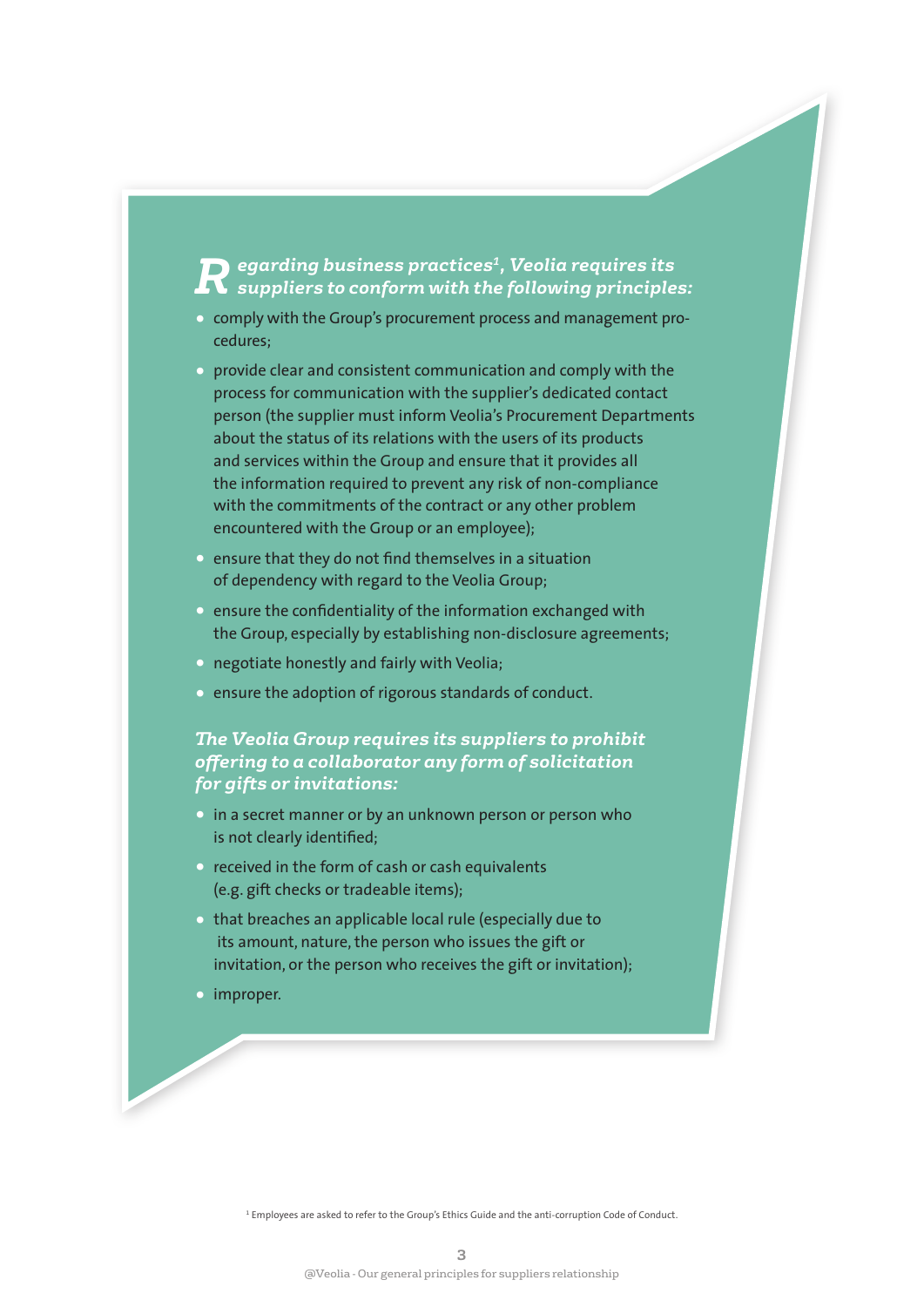***Regarding business practices[1], Veolia requires its suppliers to conform with the following principles:***

- comply with the Group's procurement process and management procedures;
- provide clear and consistent communication and comply with the process for communication with the supplier's dedicated contact person (the supplier must inform Veolia's Procurement Departments about the status of its relations with the users of its products and services within the Group and ensure that it provides all the information required to prevent any risk of non-compliance with the commitments of the contract or any other problem encountered with the Group or an employee);
- ensure that they do not find themselves in a situation of dependency with regard to the Veolia Group;
- ensure the confidentiality of the information exchanged with the Group, especially by establishing non-disclosure agreements;
- negotiate honestly and fairly with Veolia;
- ensure the adoption of rigorous standards of conduct.

***The Veolia Group requires its suppliers to prohibit offering to a collaborator any form of solicitation for gifts or invitations:***

- in a secret manner or by an unknown person or person who is not clearly identified;
- received in the form of cash or cash equivalents (e.g. gift checks or tradeable items);
- that breaches an applicable local rule (especially due to its amount, nature, the person who issues the gift or invitation, or the person who receives the gift or invitation);
- improper.

[1] Employees are asked to refer to the Group's Ethics Guide and the anti-corruption Code of Conduct.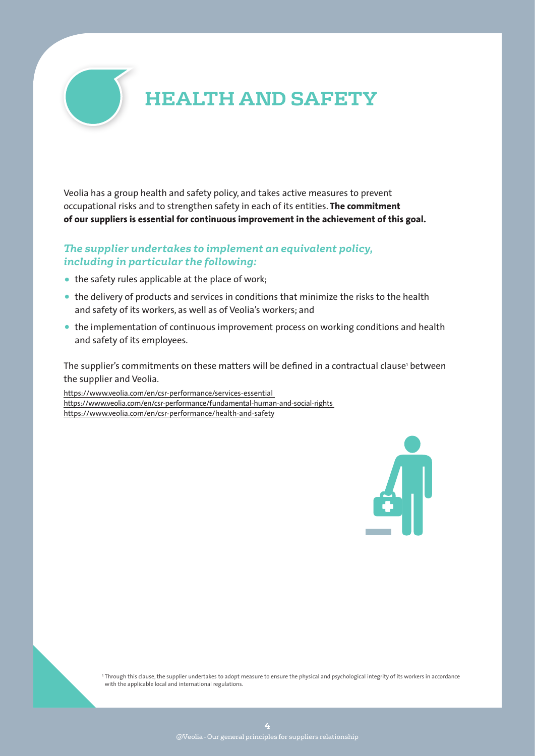# HEALTH AND SAFETY

Veolia has a group health and safety policy, and takes active measures to prevent occupational risks and to strengthen safety in each of its entities. **The commitment of our suppliers is essential for continuous improvement in the achievement of this goal.**

***The supplier undertakes to implement an equivalent policy, including in particular the following:***

- the safety rules applicable at the place of work;
- the delivery of products and services in conditions that minimize the risks to the health and safety of its workers, as well as of Veolia's workers; and
- the implementation of continuous improvement process on working conditions and health and safety of its employees.

The supplier's commitments on these matters will be defined in a contractual clause[1] between the supplier and Veolia.

https://www.veolia.com/en/csr-performance/services-essential
https://www.veolia.com/en/csr-performance/fundamental-human-and-social-rights
https://www.veolia.com/en/csr-performance/health-and-safety

[1] Through this clause, the supplier undertakes to adopt measure to ensure the physical and psychological integrity of its workers in accordance with the applicable local and international regulations.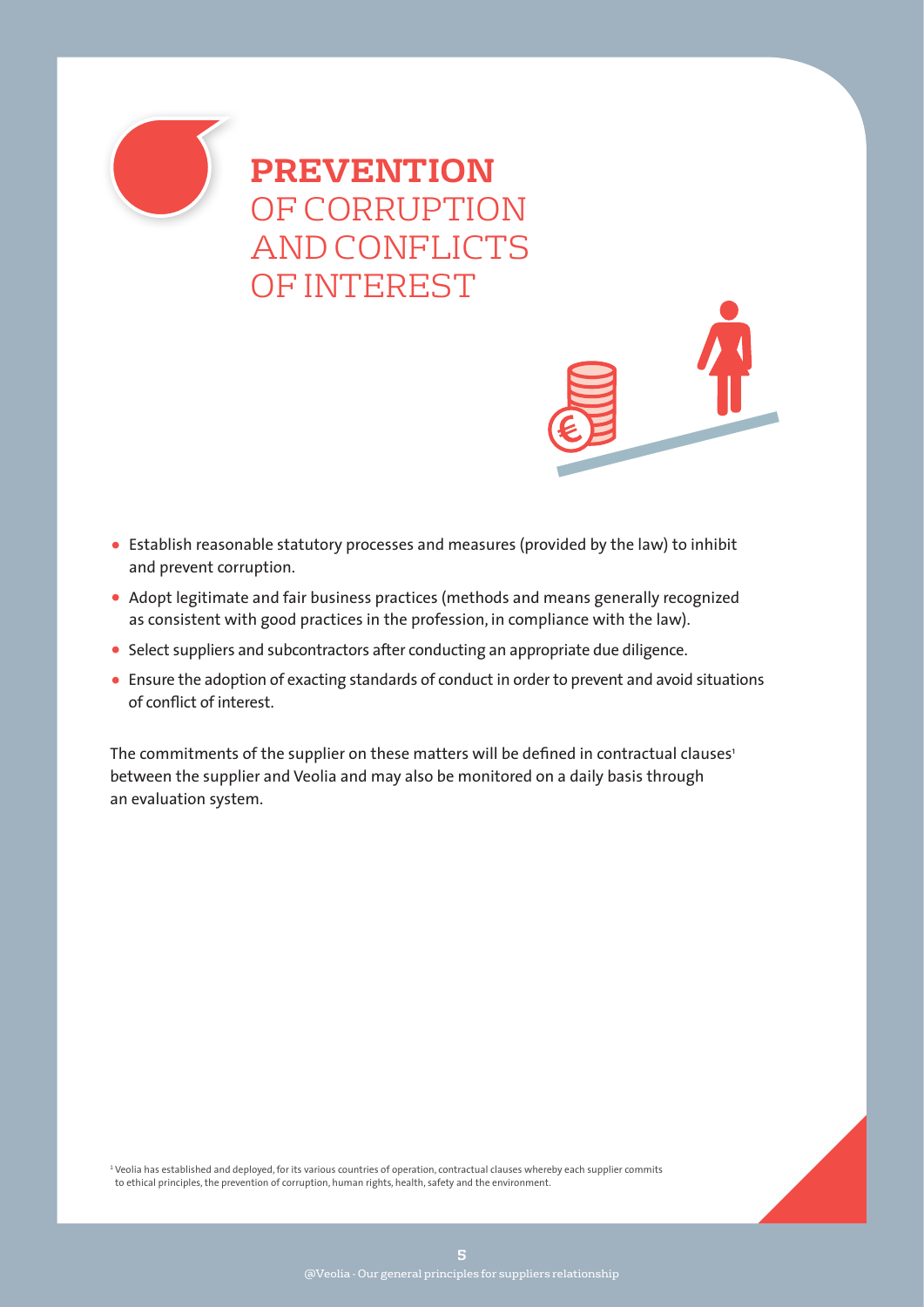# **PREVENTION** OF CORRUPTION AND CONFLICTS OF INTEREST

- Establish reasonable statutory processes and measures (provided by the law) to inhibit and prevent corruption.
- Adopt legitimate and fair business practices (methods and means generally recognized as consistent with good practices in the profession, in compliance with the law).
- Select suppliers and subcontractors after conducting an appropriate due diligence.
- Ensure the adoption of exacting standards of conduct in order to prevent and avoid situations of conflict of interest.

The commitments of the supplier on these matters will be defined in contractual clauses[1] between the supplier and Veolia and may also be monitored on a daily basis through an evaluation system.

[1] Veolia has established and deployed, for its various countries of operation, contractual clauses whereby each supplier commits to ethical principles, the prevention of corruption, human rights, health, safety and the environment.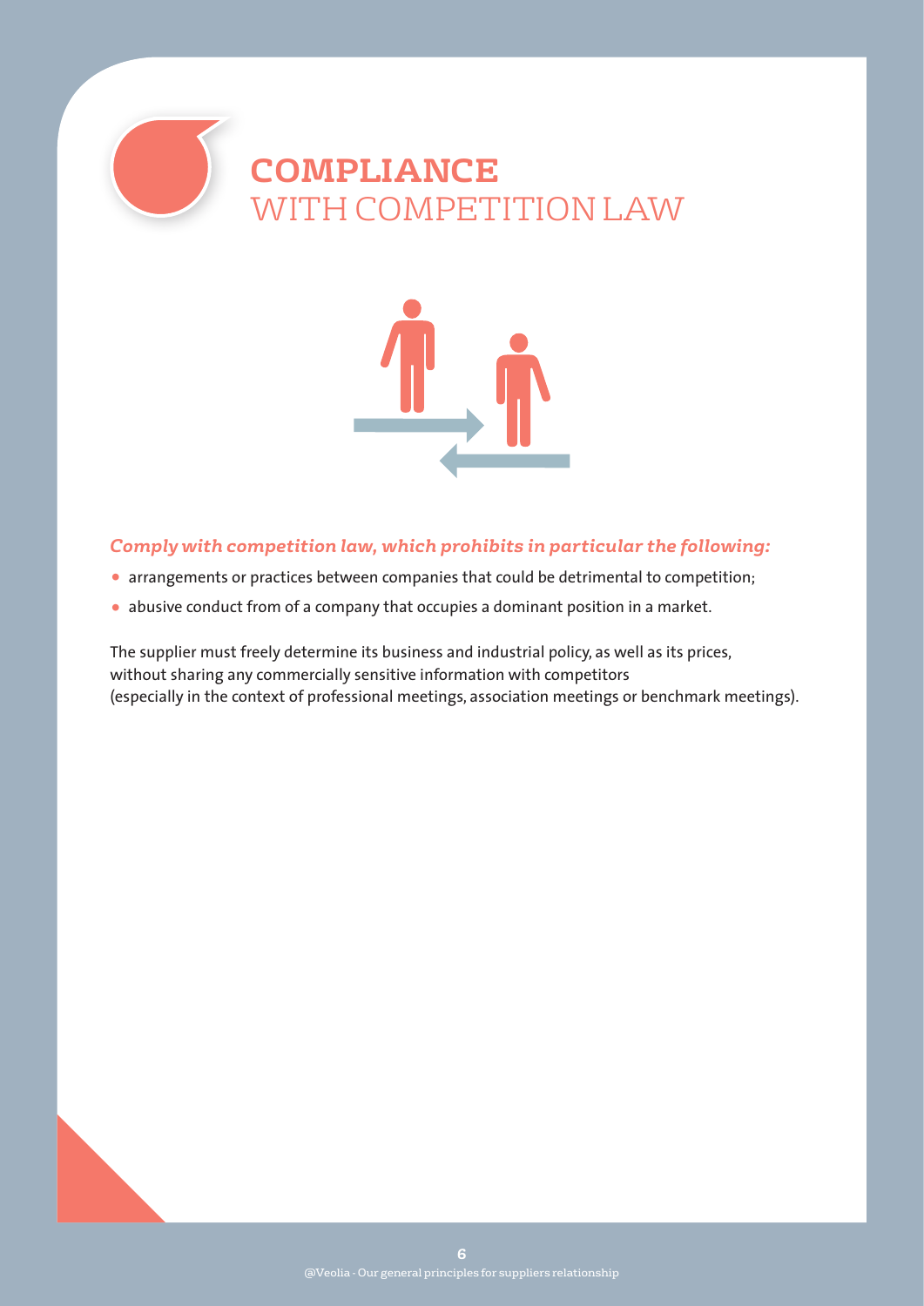# **COMPLIANCE** WITH COMPETITION LAW

***Comply with competition law, which prohibits in particular the following:***

- arrangements or practices between companies that could be detrimental to competition;
- abusive conduct from of a company that occupies a dominant position in a market.

The supplier must freely determine its business and industrial policy, as well as its prices, without sharing any commercially sensitive information with competitors (especially in the context of professional meetings, association meetings or benchmark meetings).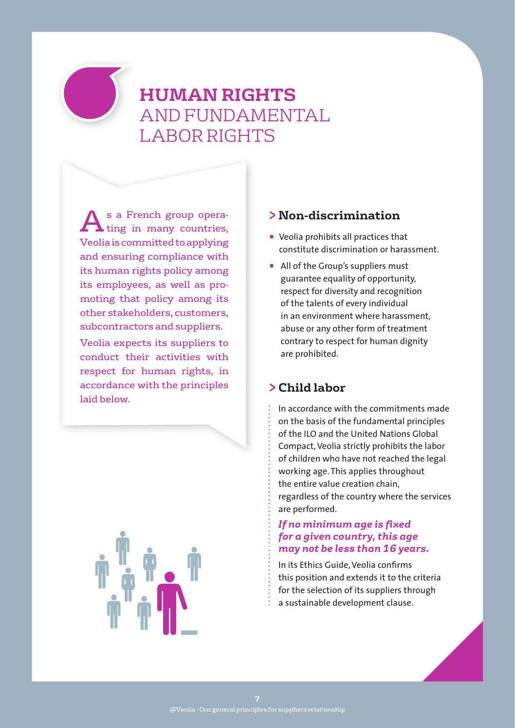# HUMAN RIGHTS AND FUNDAMENTAL LABOR RIGHTS

As a French group operating in many countries, Veolia is committed to applying and ensuring compliance with its human rights policy among its employees, as well as promoting that policy among its other stakeholders, customers, subcontractors and suppliers.

Veolia expects its suppliers to conduct their activities with respect for human rights, in accordance with the principles laid below.

## > Non-discrimination

- Veolia prohibits all practices that constitute discrimination or harassment.
- All of the Group's suppliers must guarantee equality of opportunity, respect for diversity and recognition of the talents of every individual in an environment where harassment, abuse or any other form of treatment contrary to respect for human dignity are prohibited.

## > Child labor

In accordance with the commitments made on the basis of the fundamental principles of the ILO and the United Nations Global Compact, Veolia strictly prohibits the labor of children who have not reached the legal working age. This applies throughout the entire value creation chain, regardless of the country where the services are performed.

***If no minimum age is fixed for a given country, this age may not be less than 16 years.***

In its Ethics Guide, Veolia confirms this position and extends it to the criteria for the selection of its suppliers through a sustainable development clause.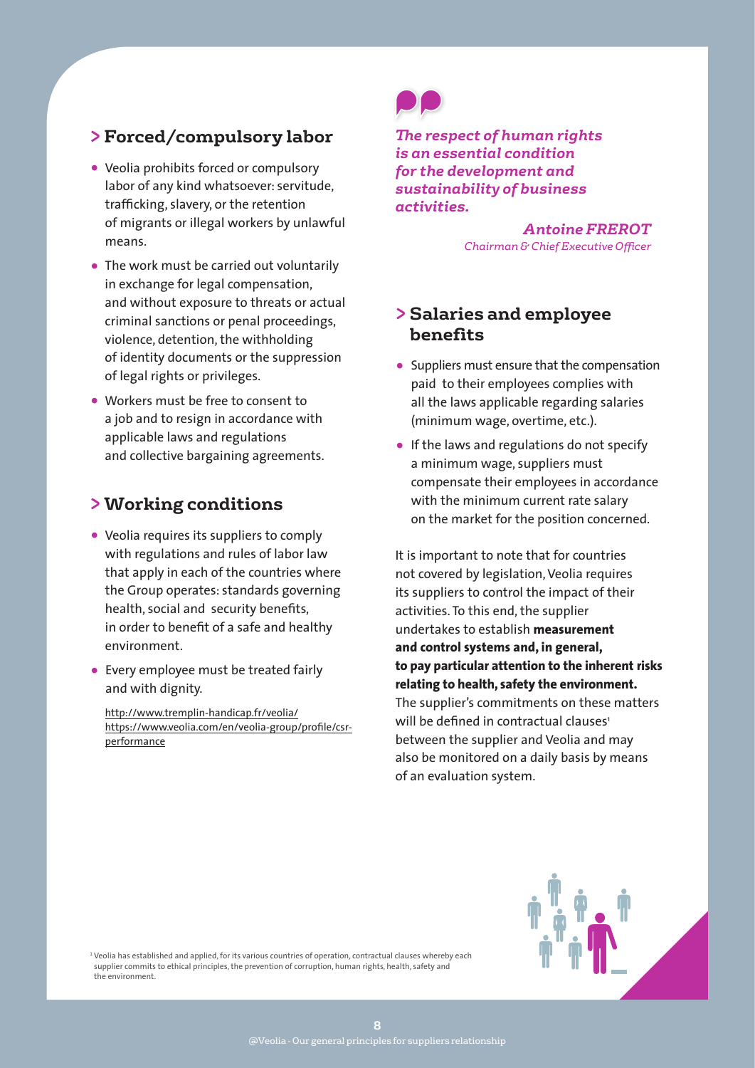## > Forced/compulsory labor

- Veolia prohibits forced or compulsory labor of any kind whatsoever: servitude, trafficking, slavery, or the retention of migrants or illegal workers by unlawful means.
- The work must be carried out voluntarily in exchange for legal compensation, and without exposure to threats or actual criminal sanctions or penal proceedings, violence, detention, the withholding of identity documents or the suppression of legal rights or privileges.
- Workers must be free to consent to a job and to resign in accordance with applicable laws and regulations and collective bargaining agreements.

## > Working conditions

- Veolia requires its suppliers to comply with regulations and rules of labor law that apply in each of the countries where the Group operates: standards governing health, social and security benefits, in order to benefit of a safe and healthy environment.
- Every employee must be treated fairly and with dignity.

http://www.tremplin-handicap.fr/veolia/
https://www.veolia.com/en/veolia-group/profile/csr-performance

*The respect of human rights is an essential condition for the development and sustainability of business activities.*

*Antoine FREROT*
*Chairman & Chief Executive Officer*

## > Salaries and employee benefits

- Suppliers must ensure that the compensation paid to their employees complies with all the laws applicable regarding salaries (minimum wage, overtime, etc.).
- If the laws and regulations do not specify a minimum wage, suppliers must compensate their employees in accordance with the minimum current rate salary on the market for the position concerned.

It is important to note that for countries not covered by legislation, Veolia requires its suppliers to control the impact of their activities. To this end, the supplier undertakes to establish **measurement and control systems and, in general, to pay particular attention to the inherent risks relating to health, safety the environment.** The supplier's commitments on these matters will be defined in contractual clauses[1] between the supplier and Veolia and may also be monitored on a daily basis by means of an evaluation system.

[1] Veolia has established and applied, for its various countries of operation, contractual clauses whereby each supplier commits to ethical principles, the prevention of corruption, human rights, health, safety and the environment.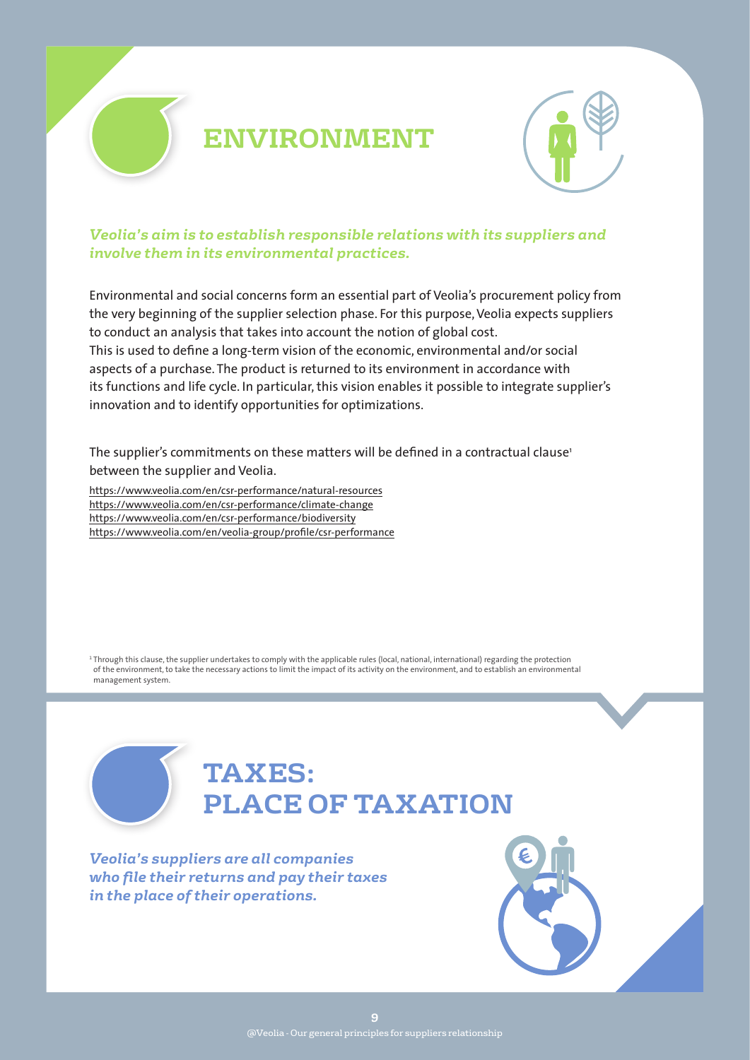# ENVIRONMENT

***Veolia's aim is to establish responsible relations with its suppliers and involve them in its environmental practices.***

Environmental and social concerns form an essential part of Veolia's procurement policy from the very beginning of the supplier selection phase. For this purpose, Veolia expects suppliers to conduct an analysis that takes into account the notion of global cost.
This is used to define a long-term vision of the economic, environmental and/or social aspects of a purchase. The product is returned to its environment in accordance with its functions and life cycle. In particular, this vision enables it possible to integrate supplier's innovation and to identify opportunities for optimizations.

The supplier's commitments on these matters will be defined in a contractual clause[1] between the supplier and Veolia.

https://www.veolia.com/en/csr-performance/natural-resources
https://www.veolia.com/en/csr-performance/climate-change
https://www.veolia.com/en/csr-performance/biodiversity
https://www.veolia.com/en/veolia-group/profile/csr-performance

[1] Through this clause, the supplier undertakes to comply with the applicable rules (local, national, international) regarding the protection of the environment, to take the necessary actions to limit the impact of its activity on the environment, and to establish an environmental management system.

# TAXES: PLACE OF TAXATION

***Veolia's suppliers are all companies who file their returns and pay their taxes in the place of their operations.***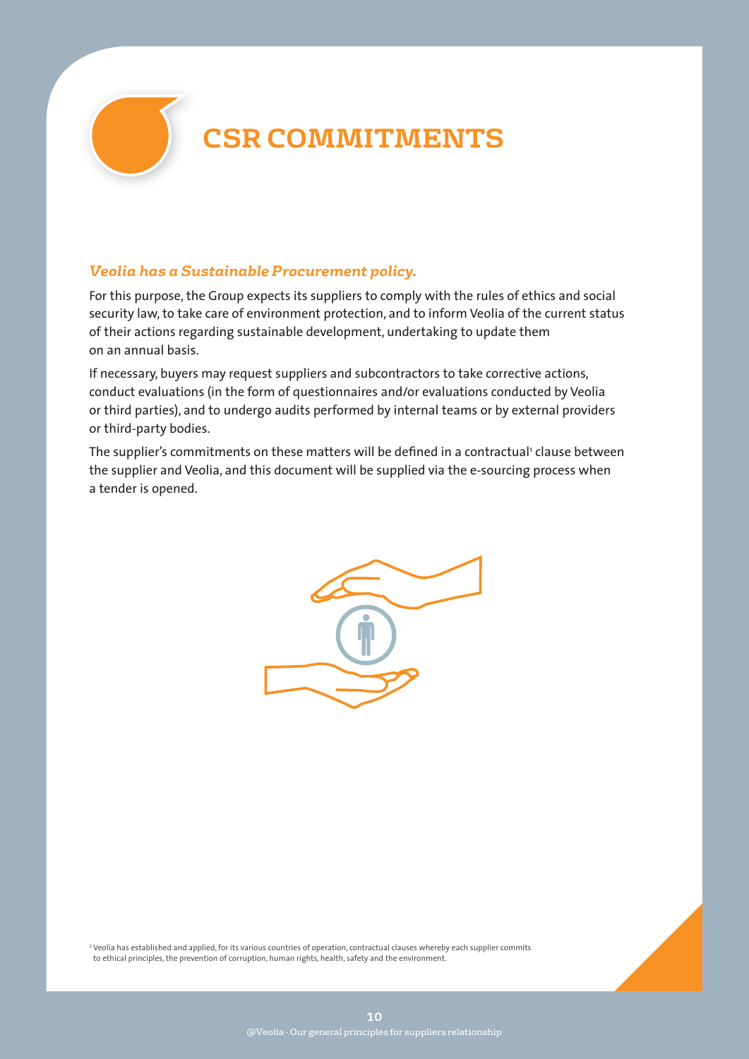# CSR COMMITMENTS

*Veolia has a Sustainable Procurement policy.*

For this purpose, the Group expects its suppliers to comply with the rules of ethics and social security law, to take care of environment protection, and to inform Veolia of the current status of their actions regarding sustainable development, undertaking to update them on an annual basis.

If necessary, buyers may request suppliers and subcontractors to take corrective actions, conduct evaluations (in the form of questionnaires and/or evaluations conducted by Veolia or third parties), and to undergo audits performed by internal teams or by external providers or third-party bodies.

The supplier's commitments on these matters will be defined in a contractual[1] clause between the supplier and Veolia, and this document will be supplied via the e-sourcing process when a tender is opened.

[1] Veolia has established and applied, for its various countries of operation, contractual clauses whereby each supplier commits to ethical principles, the prevention of corruption, human rights, health, safety and the environment.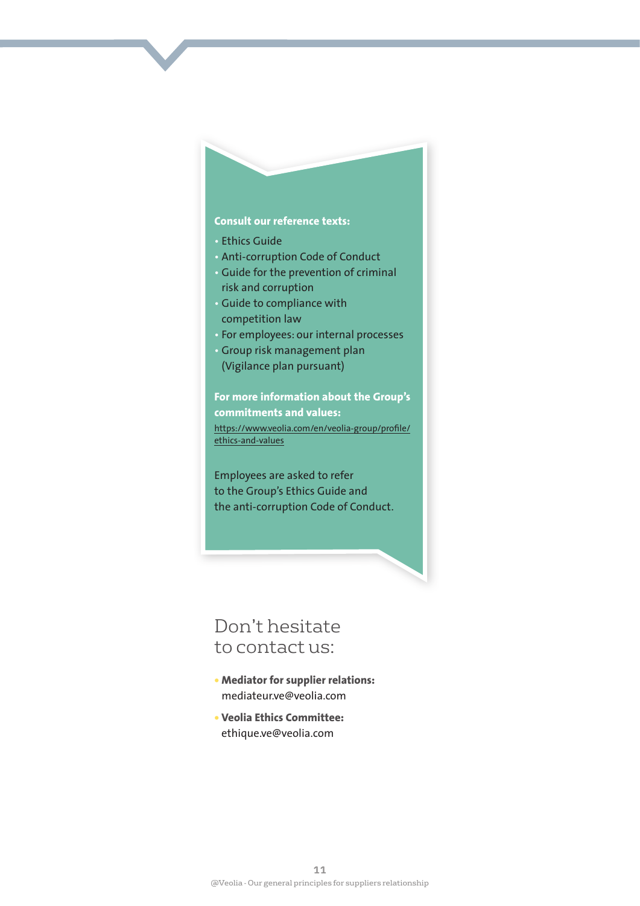**Consult our reference texts:**

- Ethics Guide
- Anti-corruption Code of Conduct
- Guide for the prevention of criminal risk and corruption
- Guide to compliance with competition law
- For employees: our internal processes
- Group risk management plan (Vigilance plan pursuant)

**For more information about the Group's commitments and values:**

https://www.veolia.com/en/veolia-group/profile/ethics-and-values

Employees are asked to refer to the Group's Ethics Guide and the anti-corruption Code of Conduct.

## Don't hesitate to contact us:

- **Mediator for supplier relations:** mediateur.ve@veolia.com
- **Veolia Ethics Committee:** ethique.ve@veolia.com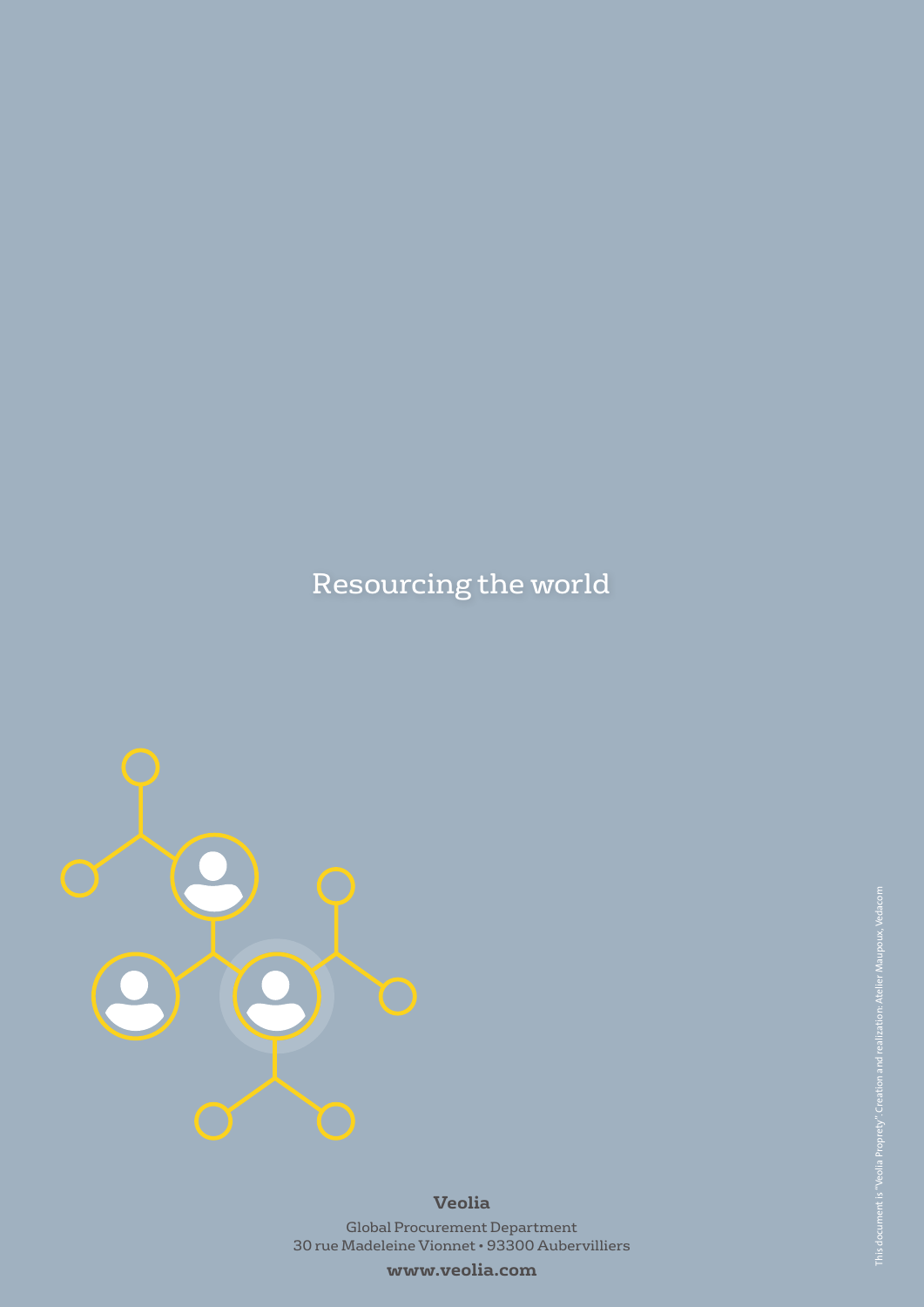Resourcing the world

**Veolia**

Global Procurement Department
30 rue Madeleine Vionnet • 93300 Aubervilliers

**www.veolia.com**

This document is "Veolia Property". Creation and realization: Atelier Maupoux, Vedacom